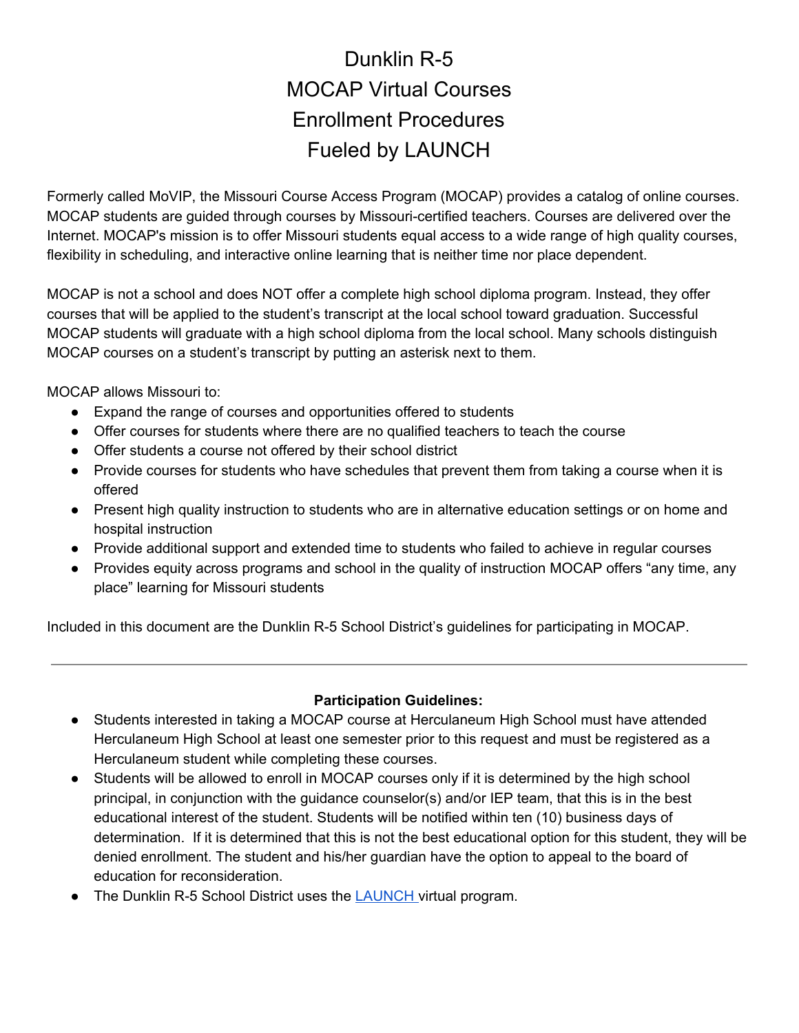# Dunklin R-5
# MOCAP Virtual Courses
# Enrollment Procedures
# Fueled by LAUNCH

Formerly called MoVIP, the Missouri Course Access Program (MOCAP) provides a catalog of online courses. MOCAP students are guided through courses by Missouri-certified teachers. Courses are delivered over the Internet. MOCAP's mission is to offer Missouri students equal access to a wide range of high quality courses, flexibility in scheduling, and interactive online learning that is neither time nor place dependent.

MOCAP is not a school and does NOT offer a complete high school diploma program. Instead, they offer courses that will be applied to the student's transcript at the local school toward graduation. Successful MOCAP students will graduate with a high school diploma from the local school. Many schools distinguish MOCAP courses on a student's transcript by putting an asterisk next to them.

MOCAP allows Missouri to:

- Expand the range of courses and opportunities offered to students
- Offer courses for students where there are no qualified teachers to teach the course
- Offer students a course not offered by their school district
- Provide courses for students who have schedules that prevent them from taking a course when it is offered
- Present high quality instruction to students who are in alternative education settings or on home and hospital instruction
- Provide additional support and extended time to students who failed to achieve in regular courses
- Provides equity across programs and school in the quality of instruction MOCAP offers "any time, any place" learning for Missouri students

Included in this document are the Dunklin R-5 School District's guidelines for participating in MOCAP.

---

**Participation Guidelines:**

- Students interested in taking a MOCAP course at Herculaneum High School must have attended Herculaneum High School at least one semester prior to this request and must be registered as a Herculaneum student while completing these courses.
- Students will be allowed to enroll in MOCAP courses only if it is determined by the high school principal, in conjunction with the guidance counselor(s) and/or IEP team, that this is in the best educational interest of the student. Students will be notified within ten (10) business days of determination. If it is determined that this is not the best educational option for this student, they will be denied enrollment. The student and his/her guardian have the option to appeal to the board of education for reconsideration.
- The Dunklin R-5 School District uses the LAUNCH virtual program.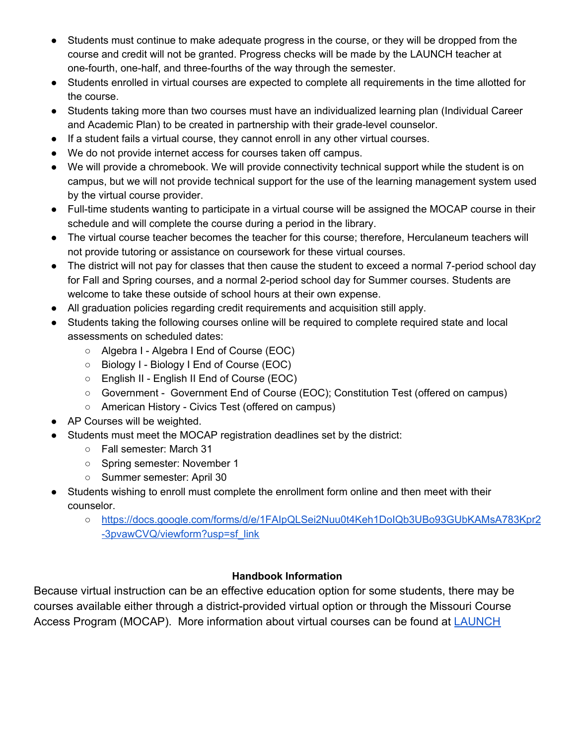- Students must continue to make adequate progress in the course, or they will be dropped from the course and credit will not be granted. Progress checks will be made by the LAUNCH teacher at one-fourth, one-half, and three-fourths of the way through the semester.
- Students enrolled in virtual courses are expected to complete all requirements in the time allotted for the course.
- Students taking more than two courses must have an individualized learning plan (Individual Career and Academic Plan) to be created in partnership with their grade-level counselor.
- If a student fails a virtual course, they cannot enroll in any other virtual courses.
- We do not provide internet access for courses taken off campus.
- We will provide a chromebook. We will provide connectivity technical support while the student is on campus, but we will not provide technical support for the use of the learning management system used by the virtual course provider.
- Full-time students wanting to participate in a virtual course will be assigned the MOCAP course in their schedule and will complete the course during a period in the library.
- The virtual course teacher becomes the teacher for this course; therefore, Herculaneum teachers will not provide tutoring or assistance on coursework for these virtual courses.
- The district will not pay for classes that then cause the student to exceed a normal 7-period school day for Fall and Spring courses, and a normal 2-period school day for Summer courses. Students are welcome to take these outside of school hours at their own expense.
- All graduation policies regarding credit requirements and acquisition still apply.
- Students taking the following courses online will be required to complete required state and local assessments on scheduled dates:
  - Algebra I - Algebra I End of Course (EOC)
  - Biology I - Biology I End of Course (EOC)
  - English II - English II End of Course (EOC)
  - Government - Government End of Course (EOC); Constitution Test (offered on campus)
  - American History - Civics Test (offered on campus)
- AP Courses will be weighted.
- Students must meet the MOCAP registration deadlines set by the district:
  - Fall semester: March 31
  - Spring semester: November 1
  - Summer semester: April 30
- Students wishing to enroll must complete the enrollment form online and then meet with their counselor.
  - https://docs.google.com/forms/d/e/1FAIpQLSei2Nuu0t4Keh1DoIQb3UBo93GUbKAMsA783Kpr2-3pvawCVQ/viewform?usp=sf_link

**Handbook Information**

Because virtual instruction can be an effective education option for some students, there may be courses available either through a district-provided virtual option or through the Missouri Course Access Program (MOCAP). More information about virtual courses can be found at LAUNCH